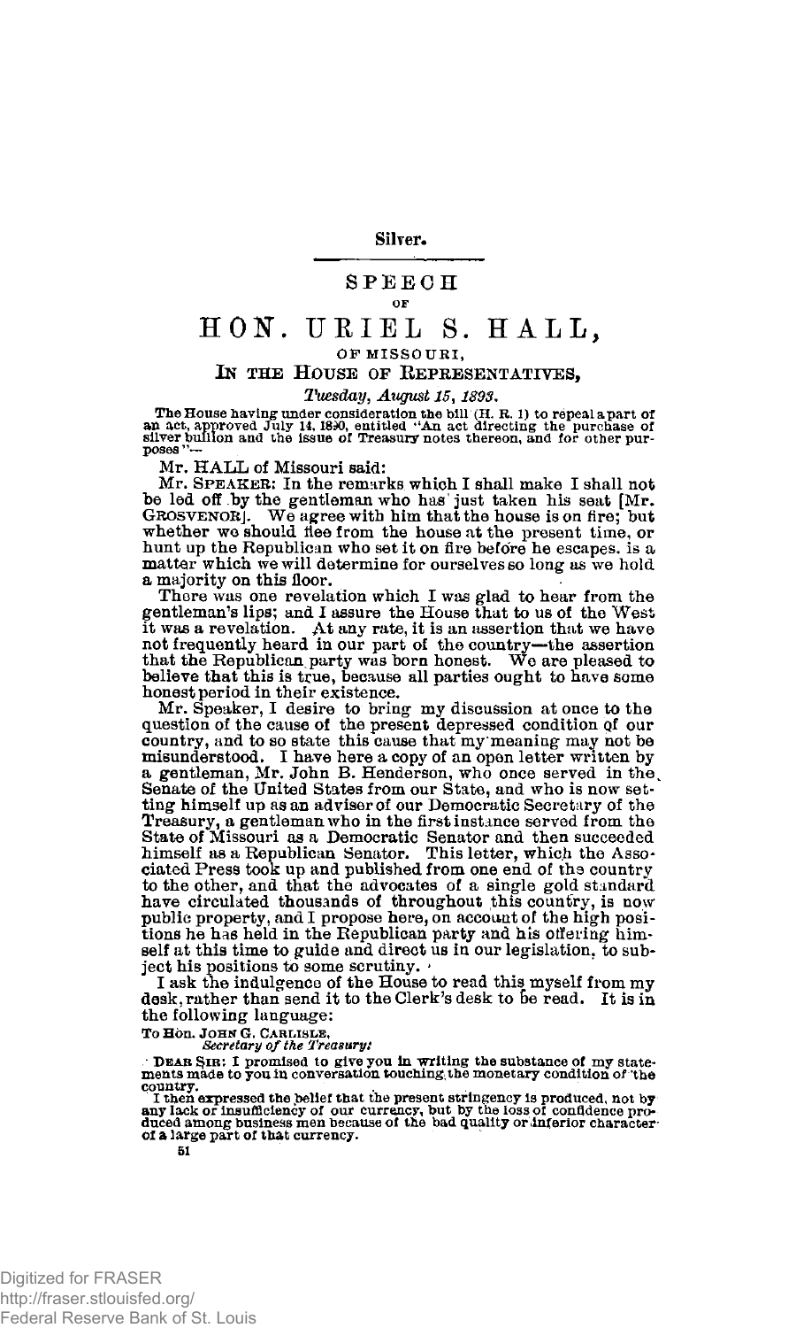Silver.

# SPEECH

OF

# HON. URIEL S. HALL,

OF MISSOURI,

## IN THE HOUSE OF REPRESENTATIVES,

*Tuesday, August 15, 1893.*

The House having under consideration the bill (H. R. 1) to repeal a part of an act, approved July 14, 1890, entitled "An act directing the purchase of silver bullion and the issue of Treasury notes thereon, and for other purposes"—

Mr. HALL of Missouri said:

Mr. SPEAKER: In the remarks which I shall make I shall not be led off by the gentleman who has just taken his seat [Mr. GROSVENOR]. We agree with him that the house is on fire; but whether we should flee from the house at the present time, or hunt up the Republican who set it on fire before he escapes, is a matter which we will determine for ourselves so long as we hold a majority on this floor.

There was one revelation which I was glad to hear from the gentleman's lips; and I assure the House that to us of the West it was a revelation. At any rate, it is an assertion that we have not frequently heard in our part of the country—the assertion that the Republican party was born honest. We are pleased to believe that this is true, because all parties ought to have some honest period in their existence.

Mr. Speaker, I desire to bring my discussion at once to the question of the cause of the present depressed condition of our country, and to so state this cause that my meaning may not be misunderstood. I have here a copy of an open letter written by a gentleman, Mr. John B. Henderson, who once served in the Senate of the United States from our State, and who is now setting himself up as an adviser of our Democratic Secretary of the Treasury, a gentleman who in the first instance served from the State of Missouri as a Democratic Senator and then succeeded himself as a Republican Senator. This letter, which the Associated Press took up and published from one end of the country to the other, and that the advocates of a single gold standard have circulated thousands of throughout this country, is now public property, and I propose here, on account of the high positions he has held in the Republican party and his offering himself at this time to guide and direct us in our legislation, to subject his positions to some scrutiny.

I ask the indulgence of the House to read this myself from my desk, rather than send it to the Clerk's desk to be read. It is in the following language:

To Hon. JOHN G. CARLISLE,
*Secretary of the Treasury:*

DEAR SIR: I promised to give you in writing the substance of my statements made to you in conversation touching the monetary condition of the country.

I then expressed the belief that the present stringency is produced, not by any lack or insufficiency of our currency, but by the loss of confidence produced among business men because of the bad quality or inferior character of a large part of that currency.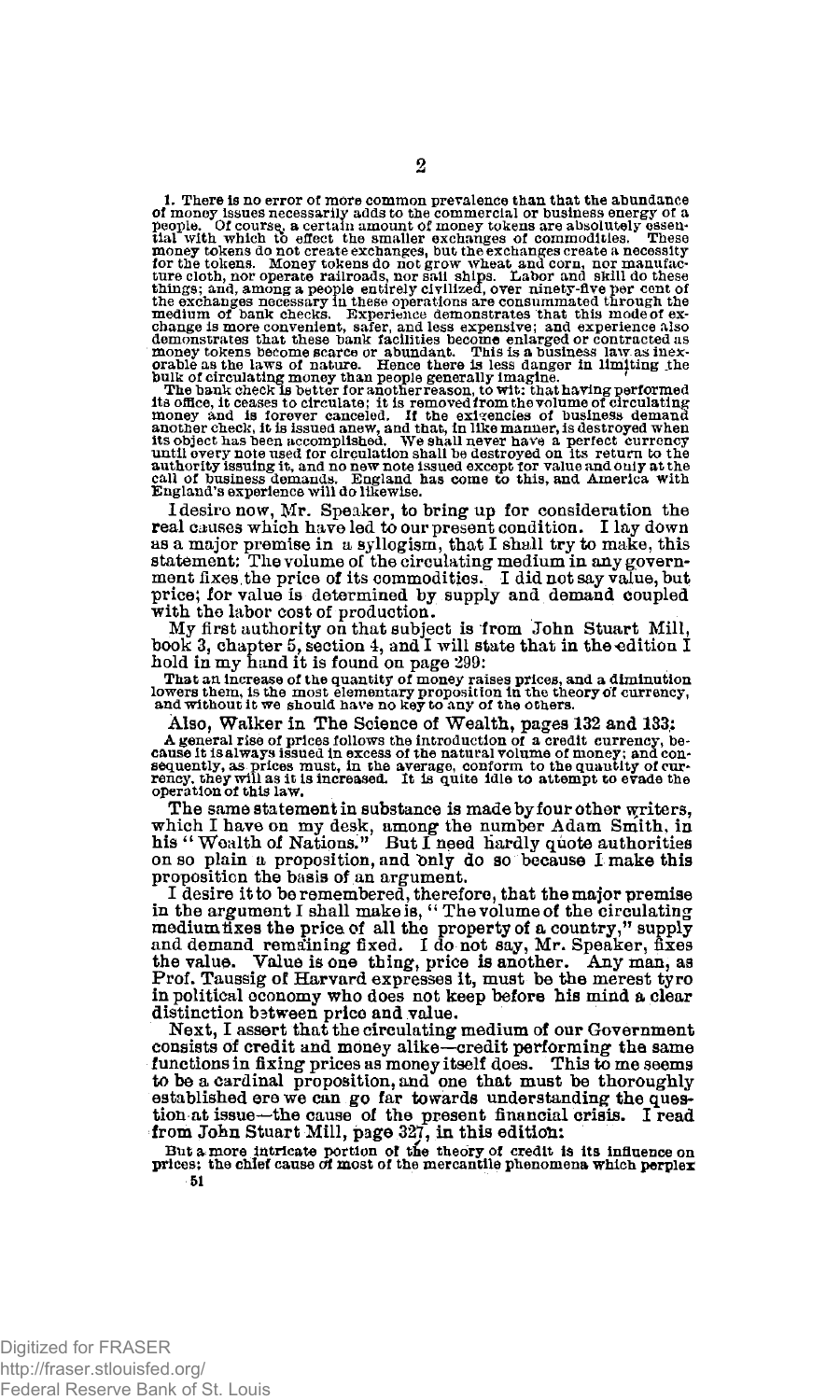1. There is no error of more common prevalence than that the abundance of money issues necessarily adds to the commercial or business energy of a people. Of course, a certain amount of money tokens are absolutely essential with which to effect the smaller exchanges of commodities. These money tokens do not create exchanges, but the exchanges create a necessity for the tokens. Money tokens do not grow wheat and corn, nor manufacture cloth, nor operate railroads, nor sail ships. Labor and skill do these things; and, among a people entirely civilized, over ninety-five per cent of the exchanges necessary in these operations are consummated through the medium of bank checks. Experience demonstrates that this mode of exchange is more convenient, safer, and less expensive; and experience also demonstrates that these bank facilities become enlarged or contracted as money tokens become scarce or abundant. This is a business law as inexorable as the laws of nature. Hence there is less danger in limiting the bulk of circulating money than people generally imagine.

The bank check is better for another reason, to wit: that having performed its office, it ceases to circulate; it is removed from the volume of circulating money and is forever canceled. If the exigencies of business demand another check, it is issued anew, and that, in like manner, is destroyed when its object has been accomplished. We shall never have a perfect currency until every note used for circulation shall be destroyed on its return to the authority issuing it, and no new note issued except for value and only at the call of business demands. England has come to this, and America with England's experience will do likewise.

I desire now, Mr. Speaker, to bring up for consideration the real causes which have led to our present condition. I lay down as a major premise in a syllogism, that I shall try to make, this statement: The volume of the circulating medium in any government fixes the price of its commodities. I did not say value, but price; for value is determined by supply and demand coupled with the labor cost of production.

My first authority on that subject is from John Stuart Mill, book 3, chapter 5, section 4, and I will state that in the edition I hold in my hand it is found on page 299:

> That an increase of the quantity of money raises prices, and a diminution lowers them, is the most elementary proposition in the theory of currency, and without it we should have no key to any of the others.

Also, Walker in The Science of Wealth, pages 132 and 133:

> A general rise of prices follows the introduction of a credit currency, because it is always issued in excess of the natural volume of money; and consequently, as prices must, in the average, conform to the quantity of currency, they will as it is increased. It is quite idle to attempt to evade the operation of this law.

The same statement in substance is made by four other writers, which I have on my desk, among the number Adam Smith, in his "Wealth of Nations." But I need hardly quote authorities on so plain a proposition, and only do so because I make this proposition the basis of an argument.

I desire it to be remembered, therefore, that the major premise in the argument I shall make is, "The volume of the circulating medium fixes the price of all the property of a country," supply and demand remaining fixed. I do not say, Mr. Speaker, fixes the value. Value is one thing, price is another. Any man, as Prof. Taussig of Harvard expresses it, must be the merest tyro in political economy who does not keep before his mind a clear distinction between price and value.

Next, I assert that the circulating medium of our Government consists of credit and money alike—credit performing the same functions in fixing prices as money itself does. This to me seems to be a cardinal proposition, and one that must be thoroughly established ere we can go far towards understanding the question at issue—the cause of the present financial crisis. I read from John Stuart Mill, page 327, in this edition:

> But a more intricate portion of the theory of credit is its influence on prices; the chief cause of most of the mercantile phenomena which perplex

51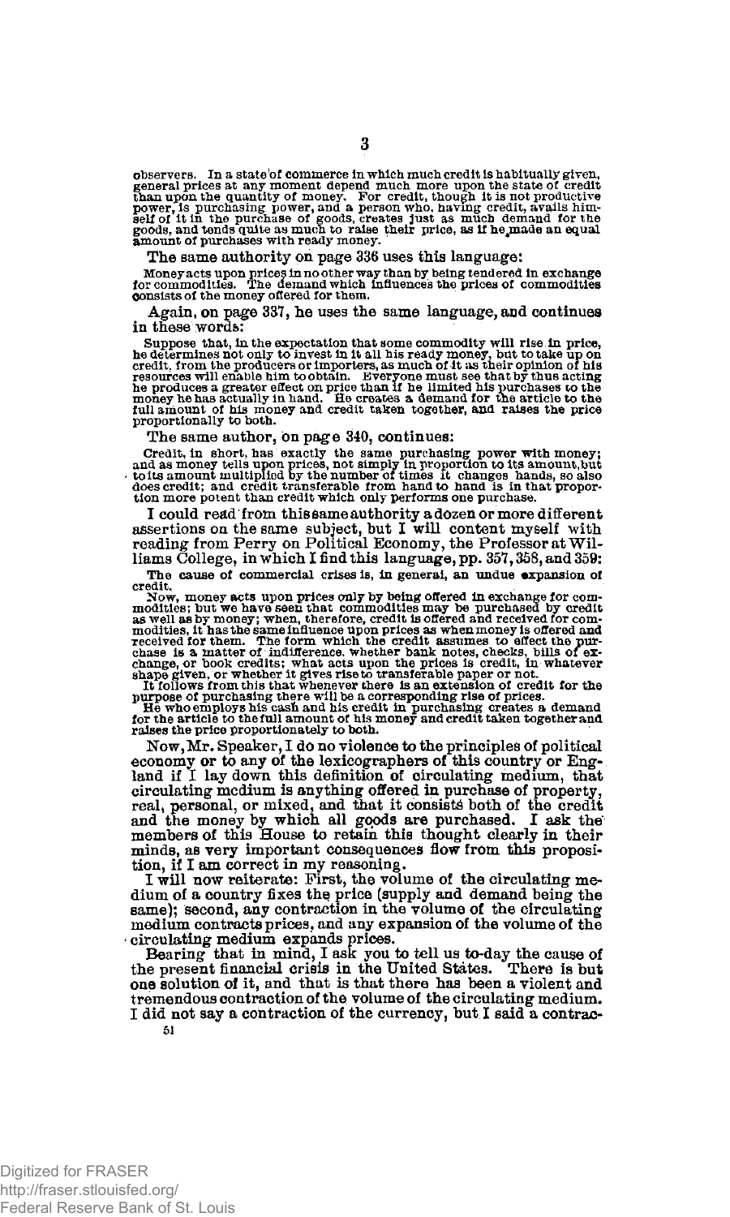observers. In a state of commerce in which much credit is habitually given, general prices at any moment depend much more upon the state of credit than upon the quantity of money. For credit, though it is not productive power, is purchasing power, and a person who, having credit, avails himself of it in the purchase of goods, creates just as much demand for the goods, and tends quite as much to raise their price, as if he made an equal amount of purchases with ready money.

The same authority on page 336 uses this language:

> Money acts upon prices in no other way than by being tendered in exchange for commodities. The demand which influences the prices of commodities consists of the money offered for them.

Again, on page 337, he uses the same language, and continues in these words:

> Suppose that, in the expectation that some commodity will rise in price, he determines not only to invest in it all his ready money, but to take up on credit, from the producers or importers, as much of it as their opinion of his resources will enable him to obtain. Everyone must see that by thus acting he produces a greater effect on price than if he limited his purchases to the money he has actually in hand. He creates a demand for the article to the full amount of his money and credit taken together, and raises the price proportionally to both.

The same author, on page 340, continues:

> Credit, in short, has exactly the same purchasing power with money; and as money tells upon prices, not simply in proportion to its amount, but to its amount multiplied by the number of times it changes hands, so also does credit; and credit transferable from hand to hand is in that proportion more potent than credit which only performs one purchase.

I could read from this same authority a dozen or more different assertions on the same subject, but I will content myself with reading from Perry on Political Economy, the Professor at Williams College, in which I find this language, pp. 357, 358, and 359:

> The cause of commercial crises is, in general, an undue expansion of credit.
>
> Now, money acts upon prices only by being offered in exchange for commodities; but we have seen that commodities may be purchased by credit as well as by money; when, therefore, credit is offered and received for commodities, it has the same influence upon prices as when money is offered and received for them. The form which the credit assumes to effect the purchase is a matter of indifference, whether bank notes, checks, bills of exchange, or book credits; what acts upon the prices is credit, in whatever shape given, or whether it gives rise to transferable paper or not.
>
> It follows from this that whenever there is an extension of credit for the purpose of purchasing there will be a corresponding rise of prices.
>
> He who employs his cash and his credit in purchasing creates a demand for the article to the full amount of his money and credit taken together and raises the price proportionately to both.

Now, Mr. Speaker, I do no violence to the principles of political economy or to any of the lexicographers of this country or England if I lay down this definition of circulating medium, that circulating medium is anything offered in purchase of property, real, personal, or mixed, and that it consists both of the credit and the money by which all goods are purchased. I ask the members of this House to retain this thought clearly in their minds, as very important consequences flow from this proposition, if I am correct in my reasoning.

I will now reiterate: First, the volume of the circulating medium of a country fixes the price (supply and demand being the same); second, any contraction in the volume of the circulating medium contracts prices, and any expansion of the volume of the circulating medium expands prices.

Bearing that in mind, I ask you to tell us to-day the cause of the present financial crisis in the United States. There is but one solution of it, and that is that there has been a violent and tremendous contraction of the volume of the circulating medium. I did not say a contraction of the currency, but I said a contrac-

51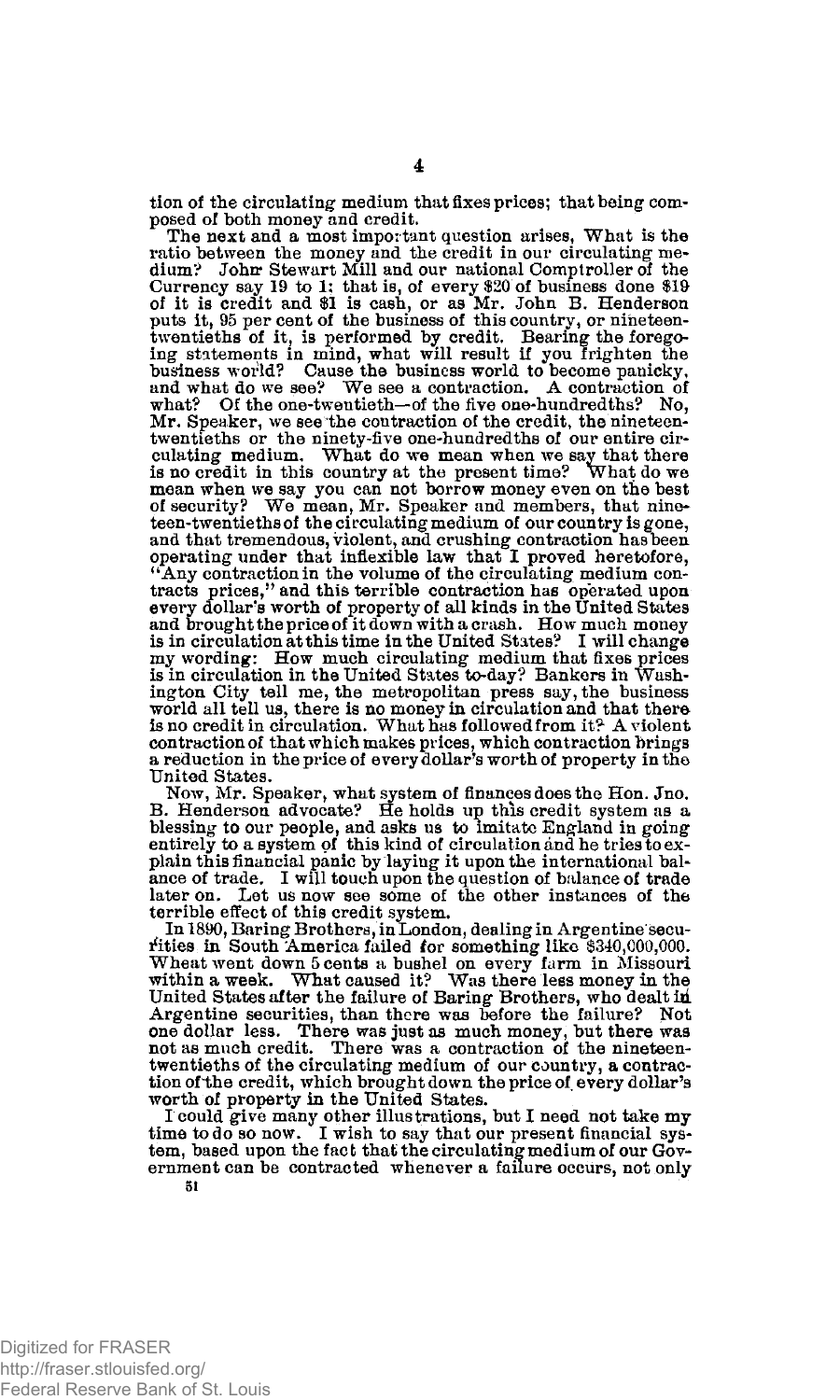tion of the circulating medium that fixes prices; that being composed of both money and credit.

The next and a most important question arises, What is the ratio between the money and the credit in our circulating medium? John Stewart Mill and our national Comptroller of the Currency say 19 to 1; that is, of every $20 of business done $19 of it is credit and $1 is cash, or as Mr. John B. Henderson puts it, 95 per cent of the business of this country, or nineteen-twentieths of it, is performed by credit. Bearing the foregoing statements in mind, what will result if you frighten the business world? Cause the business world to become panicky, and what do we see? We see a contraction. A contraction of what? Of the one-twentieth—of the five one-hundredths? No, Mr. Speaker, we see the contraction of the credit, the nineteen-twentieths or the ninety-five one-hundredths of our entire circulating medium. What do we mean when we say that there is no credit in this country at the present time? What do we mean when we say you can not borrow money even on the best of security? We mean, Mr. Speaker and members, that nineteen-twentieths of the circulating medium of our country is gone, and that tremendous, violent, and crushing contraction has been operating under that inflexible law that I proved heretofore, "Any contraction in the volume of the circulating medium contracts prices," and this terrible contraction has operated upon every dollar's worth of property of all kinds in the United States and brought the price of it down with a crash. How much money is in circulation at this time in the United States? I will change my wording: How much circulating medium that fixes prices is in circulation in the United States to-day? Bankers in Washington City tell me, the metropolitan press say, the business world all tell us, there is no money in circulation and that there is no credit in circulation. What has followed from it? A violent contraction of that which makes prices, which contraction brings a reduction in the price of every dollar's worth of property in the United States.

Now, Mr. Speaker, what system of finances does the Hon. Jno. B. Henderson advocate? He holds up this credit system as a blessing to our people, and asks us to imitate England in going entirely to a system of this kind of circulation and he tries to explain this financial panic by laying it upon the international balance of trade. I will touch upon the question of balance of trade later on. Let us now see some of the other instances of the terrible effect of this credit system.

In 1890, Baring Brothers, in London, dealing in Argentine securities in South America failed for something like $340,000,000. Wheat went down 5 cents a bushel on every farm in Missouri within a week. What caused it? Was there less money in the United States after the failure of Baring Brothers, who dealt in Argentine securities, than there was before the failure? Not one dollar less. There was just as much money, but there was not as much credit. There was a contraction of the nineteen-twentieths of the circulating medium of our country, a contraction of the credit, which brought down the price of every dollar's worth of property in the United States.

I could give many other illustrations, but I need not take my time to do so now. I wish to say that our present financial system, based upon the fact that the circulating medium of our Government can be contracted whenever a failure occurs, not only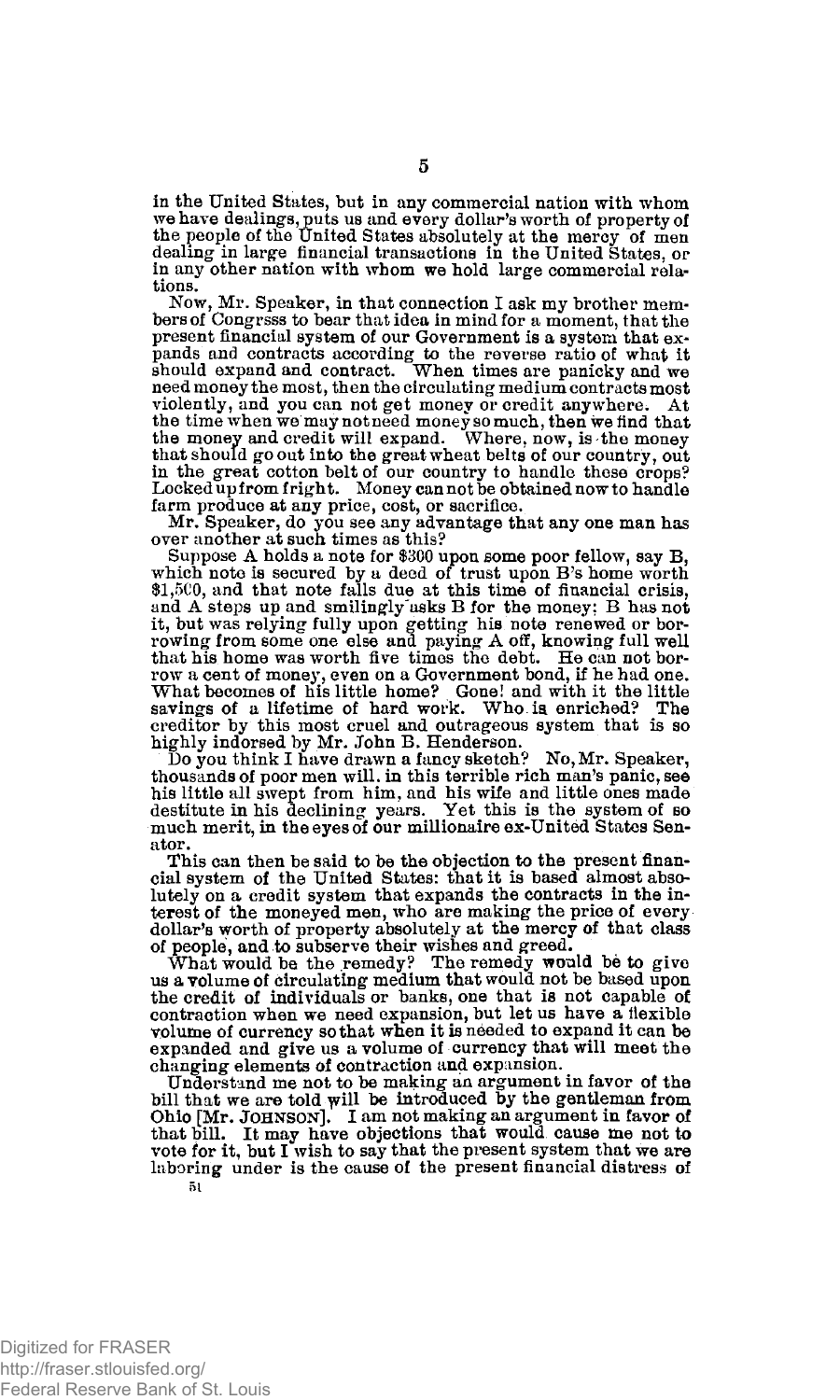in the United States, but in any commercial nation with whom we have dealings, puts us and every dollar's worth of property of the people of the United States absolutely at the mercy of men dealing in large financial transactions in the United States, or in any other nation with whom we hold large commercial relations.

Now, Mr. Speaker, in that connection I ask my brother members of Congrsss to bear that idea in mind for a moment, that the present financial system of our Government is a system that expands and contracts according to the reverse ratio of what it should expand and contract. When times are panicky and we need money the most, then the circulating medium contracts most violently, and you can not get money or credit anywhere. At the time when we may not need money so much, then we find that the money and credit will expand. Where, now, is the money that should go out into the great wheat belts of our country, out in the great cotton belt of our country to handle these crops? Locked up from fright. Money can not be obtained now to handle farm produce at any price, cost, or sacrifice.

Mr. Speaker, do you see any advantage that any one man has over another at such times as this?

Suppose A holds a note for $300 upon some poor fellow, say B, which note is secured by a deed of trust upon B's home worth $1,500, and that note falls due at this time of financial crisis, and A steps up and smilingly asks B for the money; B has not it, but was relying fully upon getting his note renewed or borrowing from some one else and paying A off, knowing full well that his home was worth five times the debt. He can not borrow a cent of money, even on a Government bond, if he had one. What becomes of his little home? Gone! and with it the little savings of a lifetime of hard work. Who is enriched? The creditor by this most cruel and outrageous system that is so highly indorsed by Mr. John B. Henderson.

Do you think I have drawn a fancy sketch? No, Mr. Speaker, thousands of poor men will, in this terrible rich man's panic, see his little all swept from him, and his wife and little ones made destitute in his declining years. Yet this is the system of so much merit, in the eyes of our millionaire ex-United States Senator.

This can then be said to be the objection to the present financial system of the United States: that it is based almost absolutely on a credit system that expands the contracts in the interest of the moneyed men, who are making the price of every dollar's worth of property absolutely at the mercy of that class of people, and to subserve their wishes and greed.

What would be the remedy? The remedy would be to give us a volume of circulating medium that would not be based upon the credit of individuals or banks, one that is not capable of contraction when we need expansion, but let us have a flexible volume of currency so that when it is needed to expand it can be expanded and give us a volume of currency that will meet the changing elements of contraction and expansion.

Understand me not to be making an argument in favor of the bill that we are told will be introduced by the gentleman from Ohio [Mr. JOHNSON]. I am not making an argument in favor of that bill. It may have objections that would cause me not to vote for it, but I wish to say that the present system that we are laboring under is the cause of the present financial distress of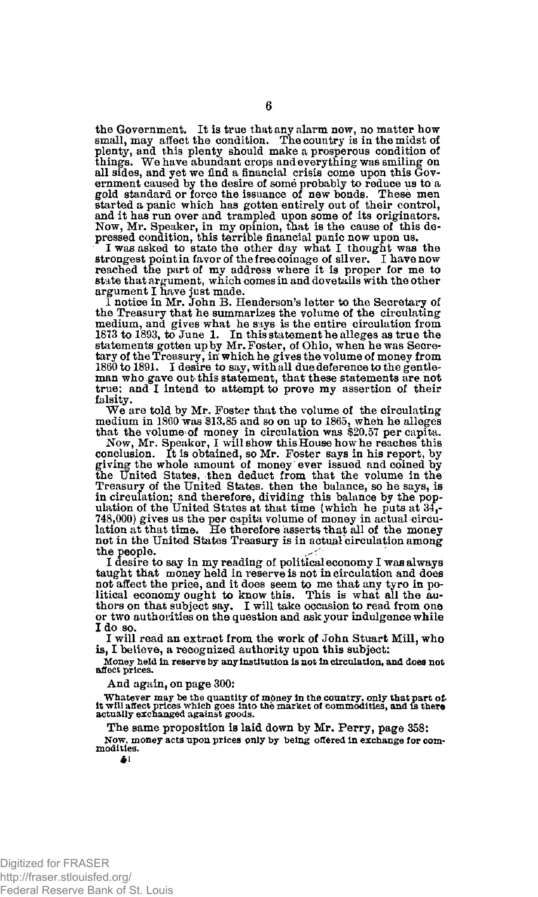the Government. It is true that any alarm now, no matter how small, may affect the condition. The country is in the midst of plenty, and this plenty should make a prosperous condition of things. We have abundant crops and everything was smiling on all sides, and yet we find a financial crisis come upon this Government caused by the desire of some probably to reduce us to a gold standard or force the issuance of new bonds. These men started a panic which has gotten entirely out of their control, and it has run over and trampled upon some of its originators. Now, Mr. Speaker, in my opinion, that is the cause of this depressed condition, this terrible financial panic now upon us.

I was asked to state the other day what I thought was the strongest point in favor of the free coinage of silver. I have now reached the part of my address where it is proper for me to state that argument, which comes in and dovetails with the other argument I have just made.

I notice in Mr. John B. Henderson's letter to the Secretary of the Treasury that he summarizes the volume of the circulating medium, and gives what he says is the entire circulation from 1873 to 1893, to June 1. In this statement he alleges as true the statements gotten up by Mr. Foster, of Ohio, when he was Secretary of the Treasury, in which he gives the volume of money from 1860 to 1891. I desire to say, with all due deference to the gentleman who gave out this statement, that these statements are not true; and I intend to attempt to prove my assertion of their falsity.

We are told by Mr. Foster that the volume of the circulating medium in 1860 was $13.85 and so on up to 1865, when he alleges that the volume of money in circulation was $20.57 per capita.

Now, Mr. Speaker, I will show this House how he reaches this conclusion. It is obtained, so Mr. Foster says in his report, by giving the whole amount of money ever issued and coined by the United States, then deduct from that the volume in the Treasury of the United States. then the balance, so he says, is in circulation; and therefore, dividing this balance by the population of the United States at that time (which he puts at 34,748,000) gives us the per capita volume of money in actual circulation at that time. He therefore asserts that all of the money not in the United States Treasury is in actual circulation among the people.

I desire to say in my reading of political economy I was always taught that money held in reserve is not in circulation and does not affect the price, and it does seem to me that any tyro in political economy ought to know this. This is what all the authors on that subject say. I will take occasion to read from one or two authorities on the question and ask your indulgence while I do so.

I will read an extract from the work of John Stuart Mill, who is, I believe, a recognized authority upon this subject:

> Money held in reserve by any institution is not in circulation, and does not affect prices.

And again, on page 300:

> Whatever may be the quantity of money in the country, only that part of it will affect prices which goes into the market of commodities, and is there actually exchanged against goods.

The same proposition is laid down by Mr. Perry, page 358:

> Now, money acts upon prices only by being offered in exchange for commodities.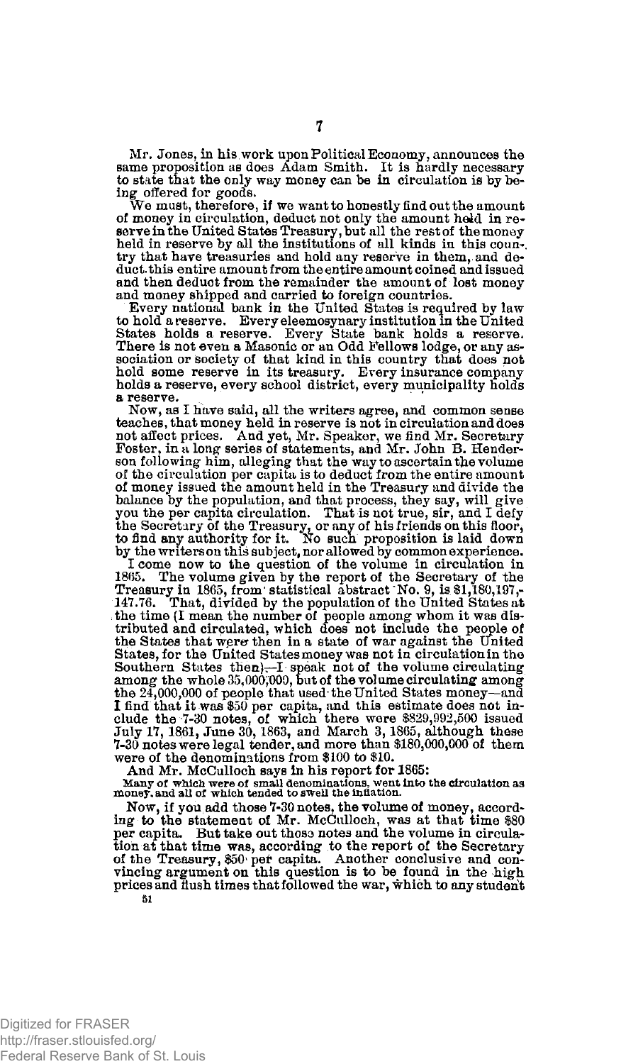Mr. Jones, in his work upon Political Economy, announces the same proposition as does Adam Smith. It is hardly necessary to state that the only way money can be in circulation is by being offered for goods.

We must, therefore, if we want to honestly find out the amount of money in circulation, deduct not only the amount held in reserve in the United States Treasury, but all the rest of the money held in reserve by all the institutions of all kinds in this country that have treasuries and hold any reserve in them, and deduct this entire amount from the entire amount coined and issued and then deduct from the remainder the amount of lost money and money shipped and carried to foreign countries.

Every national bank in the United States is required by law to hold a reserve. Every eleemosynary institution in the United States holds a reserve. Every State bank holds a reserve. There is not even a Masonic or an Odd Fellows lodge, or any association or society of that kind in this country that does not hold some reserve in its treasury. Every insurance company holds a reserve, every school district, every municipality holds a reserve.

Now, as I have said, all the writers agree, and common sense teaches, that money held in reserve is not in circulation and does not affect prices. And yet, Mr. Speaker, we find Mr. Secretary Foster, in a long series of statements, and Mr. John B. Henderson following him, alleging that the way to ascertain the volume of the circulation per capita is to deduct from the entire amount of money issued the amount held in the Treasury and divide the balance by the population, and that process, they say, will give you the per capita circulation. That is not true, sir, and I defy the Secretary of the Treasury, or any of his friends on this floor, to find any authority for it. No such proposition is laid down by the writers on this subject, nor allowed by common experience.

I come now to the question of the volume in circulation in 1865. The volume given by the report of the Secretary of the Treasury in 1865, from statistical abstract No. 9, is $1,180,197,147.76. That, divided by the population of the United States at the time (I mean the number of people among whom it was distributed and circulated, which does not include the people of the States that were then in a state of war against the United States, for the United States money was not in circulation in the Southern States then)—I speak not of the volume circulating among the whole 35,000,000, but of the volume circulating among the 24,000,000 of people that used the United States money—and I find that it was $50 per capita, and this estimate does not include the 7-30 notes, of which there were $829,992,500 issued July 17, 1861, June 30, 1863, and March 3, 1865, although these 7-30 notes were legal tender, and more than $180,000,000 of them were of the denominations from $100 to $10.

And Mr. McCulloch says in his report for 1865:

> Many of which were of small denominations, went into the circulation as money, and all of which tended to swell the inflation.

Now, if you add those 7-30 notes, the volume of money, according to the statement of Mr. McCulloch, was at that time $80 per capita. But take out those notes and the volume in circulation at that time was, according to the report of the Secretary of the Treasury, $50 per capita. Another conclusive and convincing argument on this question is to be found in the high prices and flush times that followed the war, which to any student

51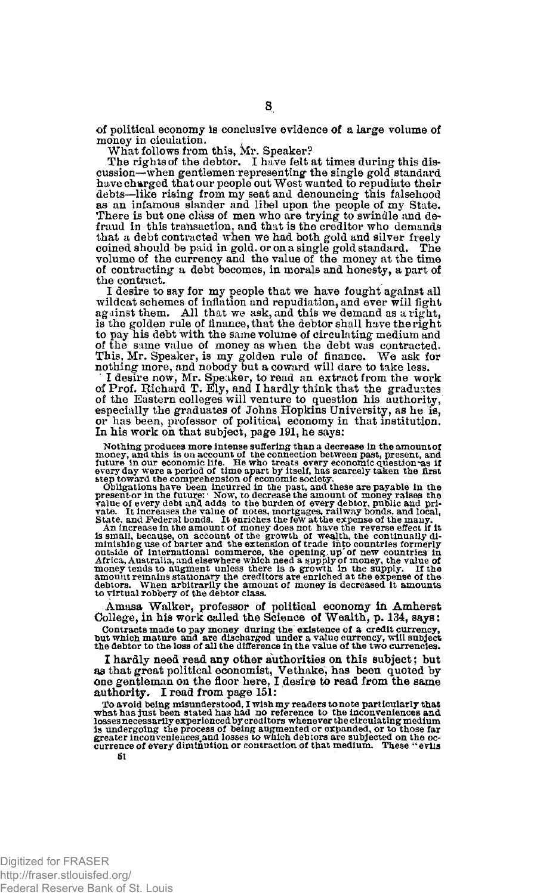of political economy is conclusive evidence of a large volume of money in ciculation.

What follows from this, Mr. Speaker?

The rights of the debtor. I have felt at times during this discussion—when gentlemen representing the single gold standard have charged that our people out West wanted to repudiate their debts—like rising from my seat and denouncing this falsehood as an infamous slander and libel upon the people of my State. There is but one class of men who are trying to swindle and defraud in this transaction, and that is the creditor who demands that a debt contracted when we had both gold and silver freely coined should be paid in gold, or on a single gold standard. The volume of the currency and the value of the money at the time of contracting a debt becomes, in morals and honesty, a part of the contract.

I desire to say for my people that we have fought against all wildcat schemes of inflation and repudiation, and ever will fight against them. All that we ask, and this we demand as a right, is the golden rule of finance, that the debtor shall have the right to pay his debt with the same volume of circulating medium and of the same value of money as when the debt was contracted. This, Mr. Speaker, is my golden rule of finance. We ask for nothing more, and nobody but a coward will dare to take less.

I desire now, Mr. Speaker, to read an extract from the work of Prof. Richard T. Ely, and I hardly think that the graduates of the Eastern colleges will venture to question his authority, especially the graduates of Johns Hopkins University, as he is, or has been, professor of political economy in that institution. In his work on that subject, page 191, he says:

> Nothing produces more intense suffering than a decrease in the amount of money, and this is on account of the connection between past, present, and future in our economic life. He who treats every economic question as if every day were a period of time apart by itself, has scarcely taken the first step toward the comprehension of economic society.
>
> Obligations have been incurred in the past, and these are payable in the present or in the future. Now, to decrease the amount of money raises the value of every debt and adds to the burden of every debtor, public and private. It increases the value of notes, mortgages, railway bonds, and local, State, and Federal bonds. It enriches the few at the expense of the many.
>
> An increase in the amount of money does not have the reverse effect if it is small, because, on account of the growth of wealth, the continually diminishing use of barter and the extension of trade into countries formerly outside of international commerce, the opening up of new countries in Africa, Australia, and elsewhere which need a supply of money, the value of money tends to augment unless there is a growth in the supply. If the amount remains stationary the creditors are enriched at the expense of the debtors. When arbitrarily the amount of money is decreased it amounts to virtual robbery of the debtor class.

Amasa Walker, professor of political economy in Amherst College, in his work called the Science of Wealth, p. 134, says:

> Contracts made to pay money during the existence of a credit currency, but which mature and are discharged under a value currency, will subject the debtor to the loss of all the difference in the value of the two currencies.

I hardly need read any other authorities on this subject; but as that great political economist, Vethake, has been quoted by one gentleman on the floor here, I desire to read from the same authority. I read from page 151:

> To avoid being misunderstood, I wish my readers to note particularly that what has just been stated has had no reference to the inconveniences and losses necessarily experienced by creditors whenever the circulating medium is undergoing the process of being augmented or expanded, or to those far greater inconveniences and losses to which debtors are subjected on the occurrence of every diminution or contraction of that medium. These "evils

51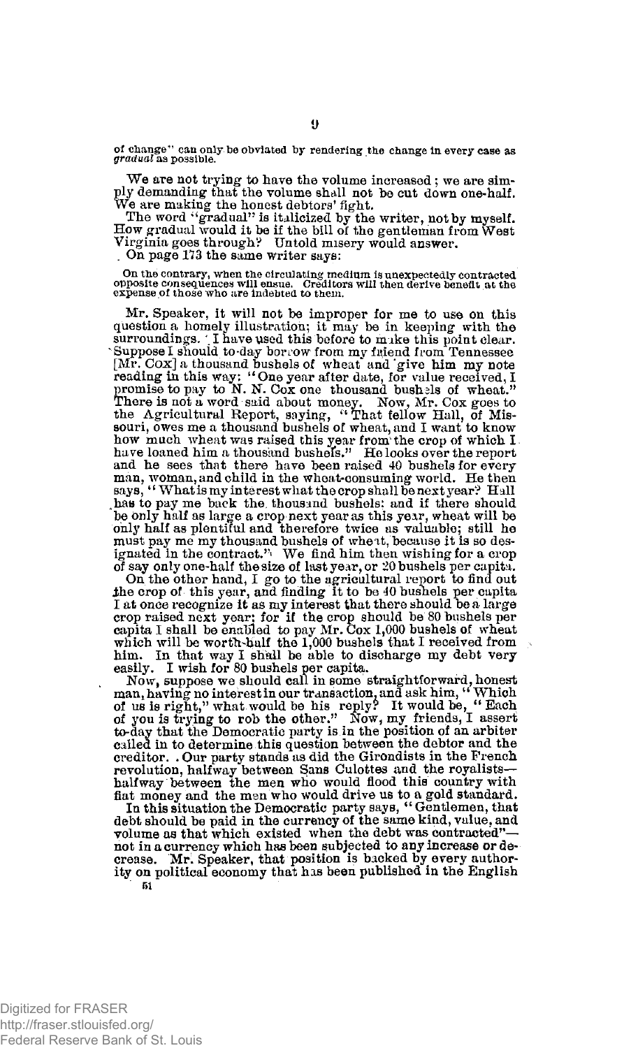of change" can only be obviated by rendering the change in every case as *gradual* as possible.

We are not trying to have the volume increased; we are simply demanding that the volume shall not be cut down one-half. We are making the honest debtors' fight.

The word "gradual" is italicized by the writer, not by myself. How gradual would it be if the bill of the gentleman from West Virginia goes through? Untold misery would answer.

On page 173 the same writer says:

On the contrary, when the circulating medium is unexpectedly contracted opposite consequences will ensue. Creditors will then derive benefit at the expense of those who are indebted to them.

Mr. Speaker, it will not be improper for me to use on this question a homely illustration; it may be in keeping with the surroundings. I have used this before to make this point clear. Suppose I should to-day borrow from my friend from Tennessee [Mr. Cox] a thousand bushels of wheat and give him my note reading in this way: "One year after date, for value received, I promise to pay to N. N. Cox one thousand bushels of wheat." There is not a word said about money. Now, Mr. Cox goes to the Agricultural Report, saying, "That fellow Hall, of Missouri, owes me a thousand bushels of wheat, and I want to know how much wheat was raised this year from the crop of which I have loaned him a thousand bushels." He looks over the report and he sees that there have been raised 40 bushels for every man, woman, and child in the wheat-consuming world. He then says, "What is my interest what the crop shall be next year? Hall has to pay me back the thousand bushels: and if there should be only half as large a crop next year as this year, wheat will be only half as plentiful and therefore twice as valuable; still he must pay me my thousand bushels of wheat, because it is so designated in the contract." We find him then wishing for a crop of say only one-half the size of last year, or 20 bushels per capita.

On the other hand, I go to the agricultural report to find out the crop of this year, and finding it to be 40 bushels per capita I at once recognize it as my interest that there should be a large crop raised next year; for if the crop should be 80 bushels per capita I shall be enabled to pay Mr. Cox 1,000 bushels of wheat which will be worth half the 1,000 bushels that I received from him. In that way I shall be able to discharge my debt very easily. I wish for 80 bushels per capita.

Now, suppose we should call in some straightforward, honest man, having no interest in our transaction, and ask him, "Which of us is right," what would be his reply? It would be, "Each of you is trying to rob the other." Now, my friends, I assert to-day that the Democratic party is in the position of an arbiter called in to determine this question between the debtor and the creditor. Our party stands as did the Girondists in the French revolution, halfway between Sans Culottes and the royalists—halfway between the men who would flood this country with fiat money and the men who would drive us to a gold standard.

In this situation the Democratic party says, "Gentlemen, that debt should be paid in the currency of the same kind, value, and volume as that which existed when the debt was contracted"—not in a currency which has been subjected to any increase or decrease. Mr. Speaker, that position is backed by every authority on political economy that has been published in the English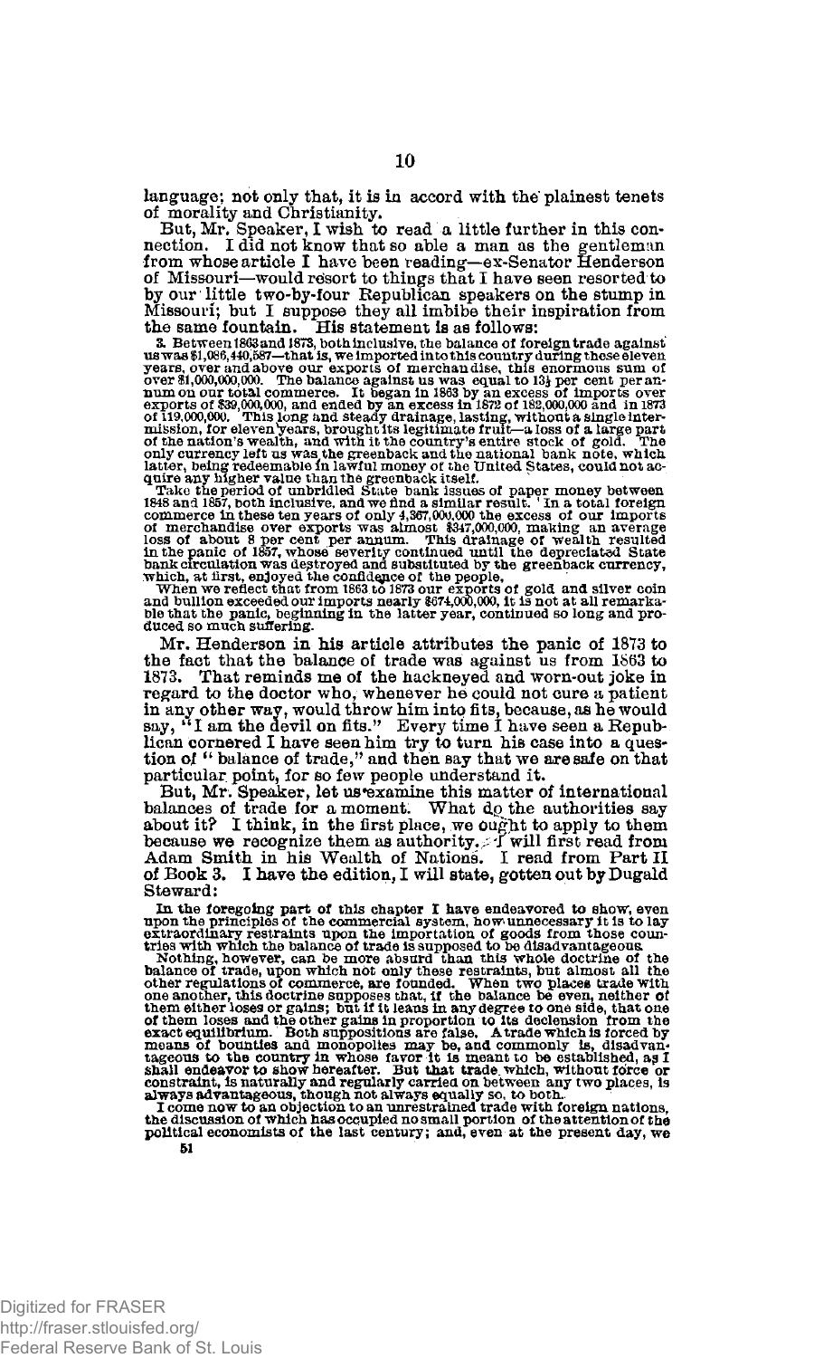language; not only that, it is in accord with the plainest tenets of morality and Christianity.

But, Mr. Speaker, I wish to read a little further in this connection. I did not know that so able a man as the gentleman from whose article I have been reading—ex-Senator Henderson of Missouri—would resort to things that I have seen resorted to by our little two-by-four Republican speakers on the stump in Missouri; but I suppose they all imbibe their inspiration from the same fountain. His statement is as follows:

> 3. Between 1863 and 1873, both inclusive, the balance of foreign trade against us was $1,086,440,587—that is, we imported into this country during these eleven years, over and above our exports of merchandise, this enormous sum of over $1,000,000,000. The balance against us was equal to 13½ per cent per annum on our total commerce. It began in 1863 by an excess of imports over exports of $39,000,000, and ended by an excess in 1872 of 182,000,000 and in 1873 of 119,000,000. This long and steady drainage, lasting, without a single intermission, for eleven years, brought its legitimate fruit—a loss of a large part of the nation's wealth, and with it the country's entire stock of gold. The only currency left us was the greenback and the national bank note, which latter, being redeemable in lawful money of the United States, could not acquire any higher value than the greenback itself.
>
> Take the period of unbridled State bank issues of paper money between 1848 and 1857, both inclusive, and we find a similar result. In a total foreign commerce in these ten years of only 4,367,000,000 the excess of our imports of merchandise over exports was almost $347,000,000, making an average loss of about 8 per cent per annum. This drainage of wealth resulted in the panic of 1857, whose severity continued until the depreciated State bank circulation was destroyed and substituted by the greenback currency, which, at first, enjoyed the confidence of the people.
>
> When we reflect that from 1863 to 1873 our exports of gold and silver coin and bullion exceeded our imports nearly $674,000,000, it is not at all remarkable that the panic, beginning in the latter year, continued so long and produced so much suffering.

Mr. Henderson in his article attributes the panic of 1873 to the fact that the balance of trade was against us from 1863 to 1873. That reminds me of the hackneyed and worn-out joke in regard to the doctor who, whenever he could not cure a patient in any other way, would throw him into fits, because, as he would say, "I am the devil on fits." Every time I have seen a Republican cornered I have seen him try to turn his case into a question of "balance of trade," and then say that we are safe on that particular point, for so few people understand it.

But, Mr. Speaker, let us examine this matter of international balances of trade for a moment. What do the authorities say about it? I think, in the first place, we ought to apply to them because we recognize them as authority. I will first read from Adam Smith in his Wealth of Nations. I read from Part II of Book 3. I have the edition, I will state, gotten out by Dugald Steward:

> In the foregoing part of this chapter I have endeavored to show, even upon the principles of the commercial system, how unnecessary it is to lay extraordinary restraints upon the importation of goods from those countries with which the balance of trade is supposed to be disadvantageous.
>
> Nothing, however, can be more absurd than this whole doctrine of the balance of trade, upon which not only these restraints, but almost all the other regulations of commerce, are founded. When two places trade with one another, this doctrine supposes that, if the balance be even, neither of them either loses or gains; but if it leans in any degree to one side, that one of them loses and the other gains in proportion to its declension from the exact equilibrium. Both suppositions are false. A trade which is forced by means of bounties and monopolies may be, and commonly is, disadvantageous to the country in whose favor it is meant to be established, as I shall endeavor to show hereafter. But that trade which, without force or constraint, is naturally and regularly carried on between any two places, is always advantageous, though not always equally so, to both.
>
> I come now to an objection to an unrestrained trade with foreign nations, the discussion of which has occupied no small portion of the attention of the political economists of the last century; and, even at the present day, we

51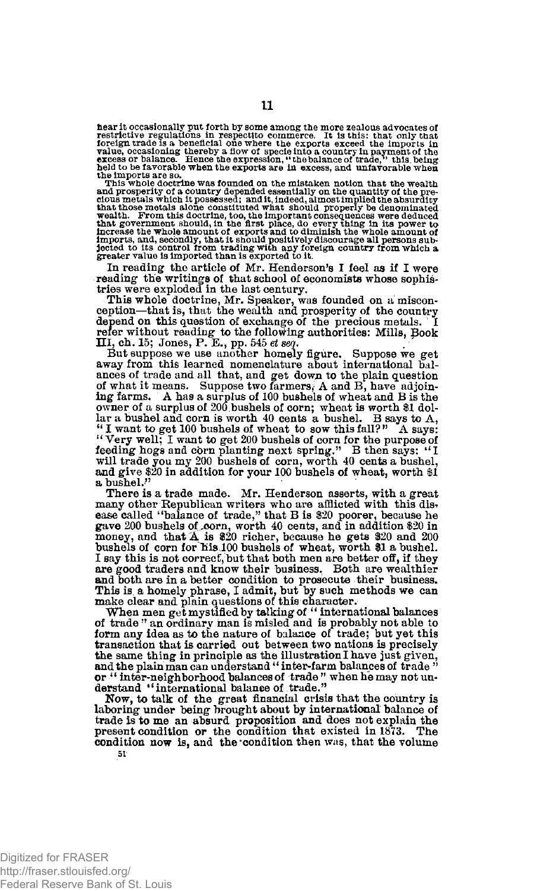hear it occasionally put forth by some among the more zealous advocates of restrictive regulations in respectito commerce. It is this: that only that foreign trade is a beneficial one where the exports exceed the imports in value, occasioning thereby a flow of specie into a country in payment of the excess or balance. Hence the expression, "the balance of trade," this being held to be favorable when the exports are in excess, and unfavorable when the imports are so.

This whole doctrine was founded on the mistaken notion that the wealth and prosperity of a country depended essentially on the quantity of the precious metals which it possessed; and it, indeed, almost implied the absurdity that those metals alone constituted what should properly be denominated wealth. From this doctrine, too, the important consequences were deduced that government should, in the first place, do every thing in its power to increase the whole amount of exports and to diminish the whole amount of imports, and, secondly, that it should positively discourage all persons subjected to its control from trading with any foreign country from which a greater value is imported than is exported to it.

In reading the article of Mr. Henderson's I feel as if I were reading the writings of that school of economists whose sophistries were exploded in the last century.

This whole doctrine, Mr. Speaker, was founded on a misconception—that is, that the wealth and prosperity of the country depend on this question of exchange of the precious metals. I refer without reading to the following authorities: Mills, Book III, ch. 15; Jones, P. E., pp. 545 *et seq.*

But suppose we use another homely figure. Suppose we get away from this learned nomenclature about international balances of trade and all that, and get down to the plain question of what it means. Suppose two farmers, A and B, have adjoining farms. A has a surplus of 100 bushels of wheat and B is the owner of a surplus of 200 bushels of corn; wheat is worth $1 dollar a bushel and corn is worth 40 cents a bushel. B says to A, "I want to get 100 bushels of wheat to sow this fall?" A says: "Very well; I want to get 200 bushels of corn for the purpose of feeding hogs and corn planting next spring." B then says: "I will trade you my 200 bushels of corn, worth 40 cents a bushel, and give $20 in addition for your 100 bushels of wheat, worth $1 a bushel."

There is a trade made. Mr. Henderson asserts, with a great many other Republican writers who are afflicted with this disease called "balance of trade," that B is $20 poorer, because he gave 200 bushels of corn, worth 40 cents, and in addition $20 in money, and that A is $20 richer, because he gets $20 and 200 bushels of corn for his 100 bushels of wheat, worth $1 a bushel. I say this is not correct, but that both men are better off, if they are good traders and know their business. Both are wealthier and both are in a better condition to prosecute their business. This is a homely phrase, I admit, but by such methods we can make clear and plain questions of this character.

When men get mystified by talking of "international balances of trade" an ordinary man is misled and is probably not able to form any idea as to the nature of balance of trade; but yet this transaction that is carried out between two nations is precisely the same thing in principle as the illustration I have just given, and the plain man can understand "inter-farm balances of trade" or "inter-neighborhood balances of trade" when he may not understand "international balance of trade."

Now, to talk of the great financial crisis that the country is laboring under being brought about by international balance of trade is to me an absurd proposition and does not explain the present condition or the condition that existed in 1873. The condition now is, and the condition then was, that the volume

51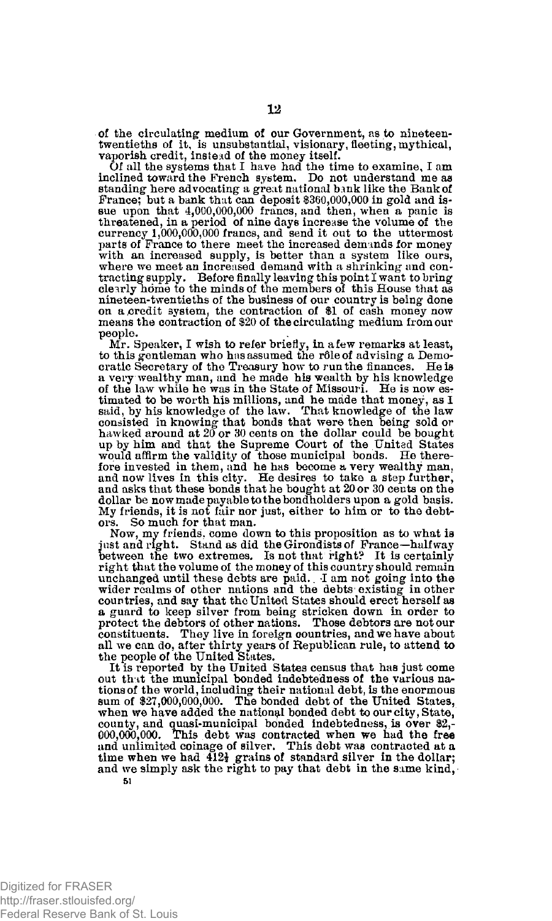of the circulating medium of our Government, as to nineteen-twentieths of it, is unsubstantial, visionary, fleeting, mythical, vaporish credit, instead of the money itself.

Of all the systems that I have had the time to examine, I am inclined toward the French system. Do not understand me as standing here advocating a great national bank like the Bank of France; but a bank that can deposit $360,000,000 in gold and issue upon that 4,000,000,000 francs, and then, when a panic is threatened, in a period of nine days increase the volume of the currency 1,000,000,000 francs, and send it out to the uttermost parts of France to there meet the increased demands for money with an increased supply, is better than a system like ours, where we meet an increased demand with a shrinking and contracting supply. Before finally leaving this point I want to bring clearly home to the minds of the members of this House that as nineteen-twentieths of the business of our country is being done on a credit system, the contraction of $1 of cash money now means the contraction of $20 of the circulating medium from our people.

Mr. Speaker, I wish to refer briefly, in a few remarks at least, to this gentleman who has assumed the rôle of advising a Democratic Secretary of the Treasury how to run the finances. He is a very wealthy man, and he made his wealth by his knowledge of the law while he was in the State of Missouri. He is now estimated to be worth his millions, and he made that money, as I said, by his knowledge of the law. That knowledge of the law consisted in knowing that bonds that were then being sold or hawked around at 20 or 30 cents on the dollar could be bought up by him and that the Supreme Court of the United States would affirm the validity of those municipal bonds. He therefore invested in them, and he has become a very wealthy man, and now lives in this city. He desires to take a step further, and asks that these bonds that he bought at 20 or 30 cents on the dollar be now made payable to the bondholders upon a gold basis. My friends, it is not fair nor just, either to him or to the debtors. So much for that man.

Now, my friends, come down to this proposition as to what is just and right. Stand as did the Girondists of France—halfway between the two extremes. Is not that right? It is certainly right that the volume of the money of this country should remain unchanged until these debts are paid. I am not going into the wider realms of other nations and the debts existing in other countries, and say that the United States should erect herself as a guard to keep silver from being stricken down in order to protect the debtors of other nations. Those debtors are not our constituents. They live in foreign countries, and we have about all we can do, after thirty years of Republican rule, to attend to the people of the United States.

It is reported by the United States census that has just come out that the municipal bonded indebtedness of the various nations of the world, including their national debt, is the enormous sum of $27,000,000,000. The bonded debt of the United States, when we have added the national bonded debt to our city, State, county, and quasi-municipal bonded indebtedness, is over $2,000,000,000. This debt was contracted when we had the free and unlimited coinage of silver. This debt was contracted at a time when we had 412½ grains of standard silver in the dollar; and we simply ask the right to pay that debt in the same kind,

51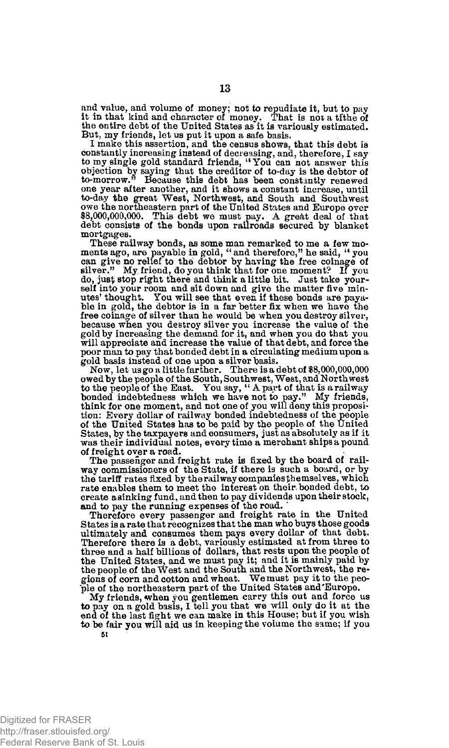and value, and volume of money; not to repudiate it, but to pay it in that kind and character of money. That is not a tithe of the entire debt of the United States as it is variously estimated. But, my friends, let us put it upon a safe basis.

I make this assertion, and the census shows, that this debt is constantly increasing instead of decreasing, and, therefore, I say to my single gold standard friends, "You can not answer this objection by saying that the creditor of to-day is the debtor of to-morrow." Because this debt has been constantly renewed one year after another, and it shows a constant increase, until to-day the great West, Northwest, and South and Southwest owe the northeastern part of the United States and Europe over $8,000,000,000. This debt we must pay. A great deal of that debt consists of the bonds upon railroads secured by blanket mortgages.

These railway bonds, as some man remarked to me a few moments ago, are payable in gold, "and therefore," he said, "you can give no relief to the debtor by having the free coinage of silver." My friend, do you think that for one moment? If you do, just stop right there and think a little bit. Just take yourself into your room and sit down and give the matter five minutes' thought. You will see that even if these bonds are payable in gold, the debtor is in a far better fix when we have the free coinage of silver than he would be when you destroy silver, because when you destroy silver you increase the value of the gold by increasing the demand for it, and when you do that you will appreciate and increase the value of that debt, and force the poor man to pay that bonded debt in a circulating medium upon a gold basis instead of one upon a silver basis.

Now, let us go a little farther. There is a debt of $8,000,000,000 owed by the people of the South, Southwest, West, and Northwest to the people of the East. You say, "A part of that is a railway bonded indebtedness which we have not to pay." My friends, think for one moment, and not one of you will deny this proposition: Every dollar of railway bonded indebtedness of the people of the United States has to be paid by the people of the United States, by the taxpayers and consumers, just as absolutely as if it was their individual notes, every time a merchant ships a pound of freight over a road.

The passenger and freight rate is fixed by the board of railway commissioners of the State, if there is such a board, or by the tariff rates fixed by the railway companies themselves, which rate enables them to meet the interest on their bonded debt, to create a sinking fund, and then to pay dividends upon their stock, and to pay the running expenses of the road.

Therefore every passenger and freight rate in the United States is a rate that recognizes that the man who buys those goods ultimately and consumes them pays every dollar of that debt. Therefore there is a debt, variously estimated at from three to three and a half billions of dollars, that rests upon the people of the United States, and we must pay it; and it is mainly paid by the people of the West and the South and the Northwest, the regions of corn and cotton and wheat. We must pay it to the people of the northeastern part of the United States and Europe.

My friends, when you gentlemen carry this out and force us to pay on a gold basis, I tell you that we will only do it at the end of the last fight we can make in this House; but if you wish to be fair you will aid us in keeping the volume the same; if you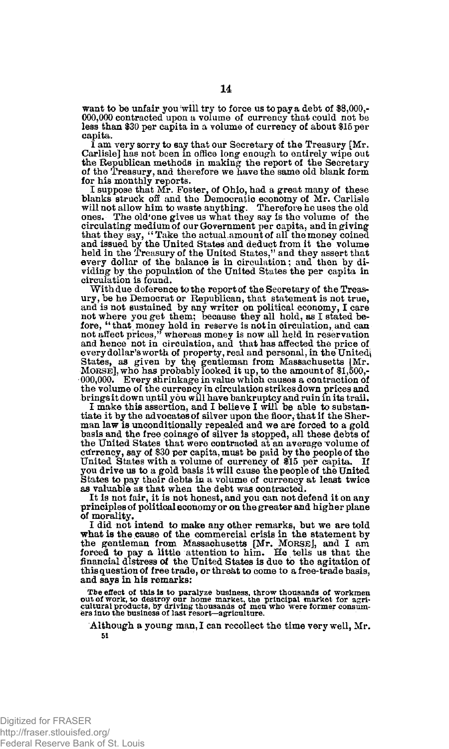want to be unfair you will try to force us to pay a debt of $8,000,000,000 contracted upon a volume of currency that could not be less than $30 per capita in a volume of currency of about $15 per capita.

I am very sorry to say that our Secretary of the Treasury [Mr. Carlisle] has not been in office long enough to entirely wipe out the Republican methods in making the report of the Secretary of the Treasury, and therefore we have the same old blank form for his monthly reports.

I suppose that Mr. Foster, of Ohio, had a great many of these blanks struck off and the Democratic economy of Mr. Carlisle will not allow him to waste anything. Therefore he uses the old ones. The old one gives us what they say is the volume of the circulating medium of our Government per capita, and in giving that they say, "Take the actual amount of all the money coined and issued by the United States and deduct from it the volume held in the Treasury of the United States," and they assert that every dollar of the balance is in circulation; and then by dividing by the population of the United States the per capita in circulation is found.

With due deference to the report of the Secretary of the Treasury, be he Democrat or Republican, that statement is not true, and is not sustained by any writer on political economy, I care not where you get them; because they all hold, as I stated before, "that money held in reserve is not in circulation, and can not affect prices," whereas money is now all held in reservation and hence not in circulation, and that has affected the price of every dollar's worth of property, real and personal, in the United States, as given by the gentleman from Massachusetts [Mr. MORSE], who has probably looked it up, to the amount of $1,500,000,000. Every shrinkage in value which causes a contraction of the volume of the currency in circulation strikes down prices and brings it down until you will have bankruptcy and ruin in its trail.

I make this assertion, and I believe I will be able to substantiate it by the advocates of silver upon the floor, that if the Sherman law is unconditionally repealed and we are forced to a gold basis and the free coinage of silver is stopped, all these debts of the United States that were contracted at an average volume of currency, say of $30 per capita, must be paid by the people of the United States with a volume of currency of $15 per capita. If you drive us to a gold basis it will cause the people of the United States to pay their debts in a volume of currency at least twice as valuable as that when the debt was contracted.

It is not fair, it is not honest, and you can not defend it on any principles of political economy or on the greater and higher plane of morality.

I did not intend to make any other remarks, but we are told what is the cause of the commercial crisis in the statement by the gentleman from Massachusetts [Mr. MORSE], and I am forced to pay a little attention to him. He tells us that the financial distress of the United States is due to the agitation of this question of free trade, or threat to come to a free-trade basis, and says in his remarks:

> The effect of this is to paralyze business, throw thousands of workmen out of work, to destroy our home market, the principal market for agricultural products, by driving thousands of men who were former consumers into the business of last resort—agriculture.

Although a young man, I can recollect the time very well, Mr.

51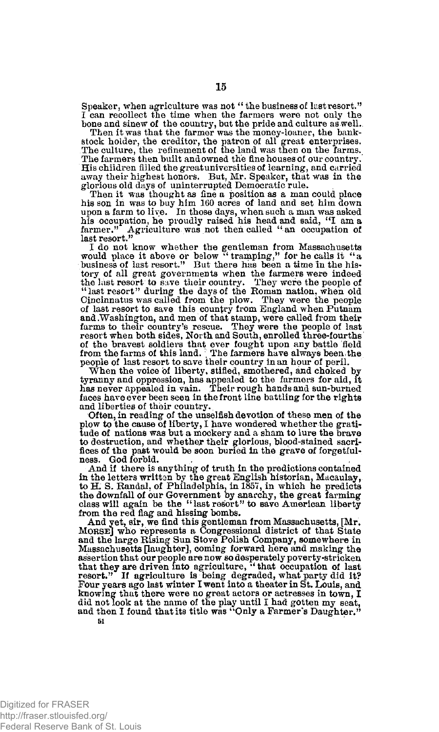Speaker, when agriculture was not "the business of last resort." I can recollect the time when the farmers were not only the bone and sinew of the country, but the pride and culture as well.

Then it was that the farmer was the money-loaner, the bank-stock holder, the creditor, the patron of all great enterprises. The culture, the refinement of the land was then on the farms. The farmers then built and owned the fine houses of our country. His children filled the great universities of learning, and carried away their highest honors. But, Mr. Speaker, that was in the glorious old days of uninterrupted Democratic rule.

Then it was thought as fine a position as a man could place his son in was to buy him 160 acres of land and set him down upon a farm to live. In those days, when such a man was asked his occupation, he proudly raised his head and said, "I am a farmer." Agriculture was not then called "an occupation of last resort."

I do not know whether the gentleman from Massachusetts would place it above or below "tramping," for he calls it "a business of last resort." But there has been a time in the history of all great governments when the farmers were indeed the last resort to save their country. They were the people of "last resort" during the days of the Roman nation, when old Cincinnatus was called from the plow. They were the people of last resort to save this country from England when Putnam and Washington, and men of that stamp, were called from their farms to their country's rescue. They were the people of last resort when both sides, North and South, enrolled three-fourths of the bravest soldiers that ever fought upon any battle field from the farms of this land. The farmers have always been the people of last resort to save their country in an hour of peril.

When the voice of liberty, stifled, smothered, and choked by tyranny and oppression, has appealed to the farmers for aid, it has never appealed in vain. Their rough hands and sun-burned faces have ever been seen in the front line battling for the rights and liberties of their country.

Often, in reading of the unselfish devotion of these men of the plow to the cause of liberty, I have wondered whether the gratitude of nations was but a mockery and a sham to lure the brave to destruction, and whether their glorious, blood-stained sacrifices of the past would be soon buried in the grave of forgetfulness. God forbid.

And if there is anything of truth in the predictions contained in the letters written by the great English historian, Macaulay, to H. S. Randal, of Philadelphia, in 1857, in which he predicts the downfall of our Government by anarchy, the great farming class will again be the "last resort" to save American liberty from the red flag and hissing bombs.

And yet, sir, we find this gentleman from Massachusetts, [Mr. MORSE] who represents a Congressional district of that State and the large Rising Sun Stove Polish Company, somewhere in Massachusetts [laughter], coming forward here and making the assertion that our people are now so desperately poverty-stricken that they are driven into agriculture, "that occupation of last resort." If agriculture is being degraded, what party did it? Four years ago last winter I went into a theater in St. Louis, and knowing that there were no great actors or actresses in town, I did not look at the name of the play until I had gotten my seat, and then I found that its title was "Only a Farmer's Daughter."

51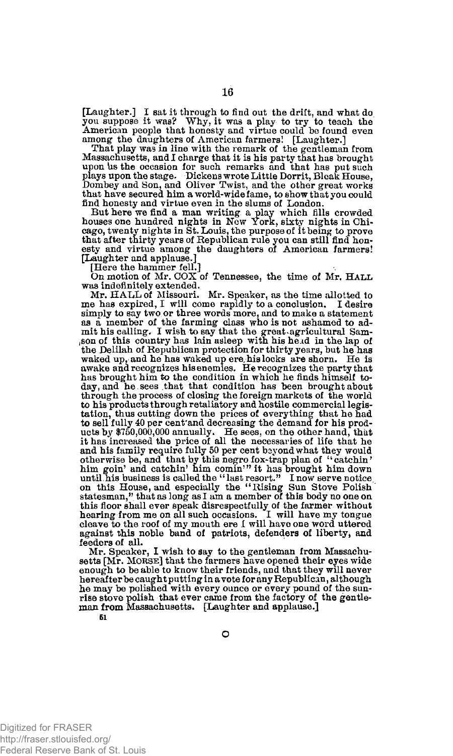[Laughter.] I sat it through to find out the drift, and what do you suppose it was? Why, it was a play to try to teach the American people that honesty and virtue could be found even among the daughters of American farmers! [Laughter.]

That play was in line with the remark of the gentleman from Massachusetts, and I charge that it is his party that has brought upon us the occasion for such remarks and that has put such plays upon the stage. Dickens wrote Little Dorrit, Bleak House, Dombey and Son, and Oliver Twist, and the other great works that have secured him a world-wide fame, to show that you could find honesty and virtue even in the slums of London.

But here we find a man writing a play which fills crowded houses one hundred nights in New York, sixty nights in Chicago, twenty nights in St. Louis, the purpose of it being to prove that after thirty years of Republican rule you can still find honesty and virtue among the daughters of American farmers! [Laughter and applause.]

[Here the hammer fell.]

On motion of Mr. COX of Tennessee, the time of Mr. HALL was indefinitely extended.

Mr. HALL of Missouri. Mr. Speaker, as the time allotted to me has expired, I will come rapidly to a conclusion. I desire simply to say two or three words more, and to make a statement as a member of the farming class who is not ashamed to admit his calling. I wish to say that the great agricultural Samson of this country has lain asleep with his head in the lap of the Delilah of Republican protection for thirty years, but he has waked up, and he has waked up ere his locks are shorn. He is awake and recognizes his enemies. He recognizes the party that has brought him to the condition in which he finds himself today, and he sees that that condition has been brought about through the process of closing the foreign markets of the world to his products through retaliatory and hostile commercial legislation, thus cutting down the prices of everything that he had to sell fully 40 per cent and decreasing the demand for his products by $750,000,000 annually. He sees, on the other hand, that it has increased the price of all the necessaries of life that he and his family require fully 50 per cent beyond what they would otherwise be, and that by this negro fox-trap plan of "catchin' him goin' and catchin' him comin'" it has brought him down until his business is called the "last resort." I now serve notice on this House, and especially the "Rising Sun Stove Polish statesman," that as long as I am a member of this body no one on this floor shall ever speak disrespectfully of the farmer without hearing from me on all such occasions. I will have my tongue cleave to the roof of my mouth ere I will have one word uttered against this noble band of patriots, defenders of liberty, and feeders of all.

Mr. Speaker, I wish to say to the gentleman from Massachusetts [Mr. MORSE] that the farmers have opened their eyes wide enough to be able to know their friends, and that they will never hereafter be caught putting in a vote for any Republican, although he may be polished with every ounce or every pound of the sunrise stove polish that ever came from the factory of the gentleman from Massachusetts. [Laughter and applause.]

61

O

Digitized for FRASER
http://fraser.stlouisfed.org/
Federal Reserve Bank of St. Louis